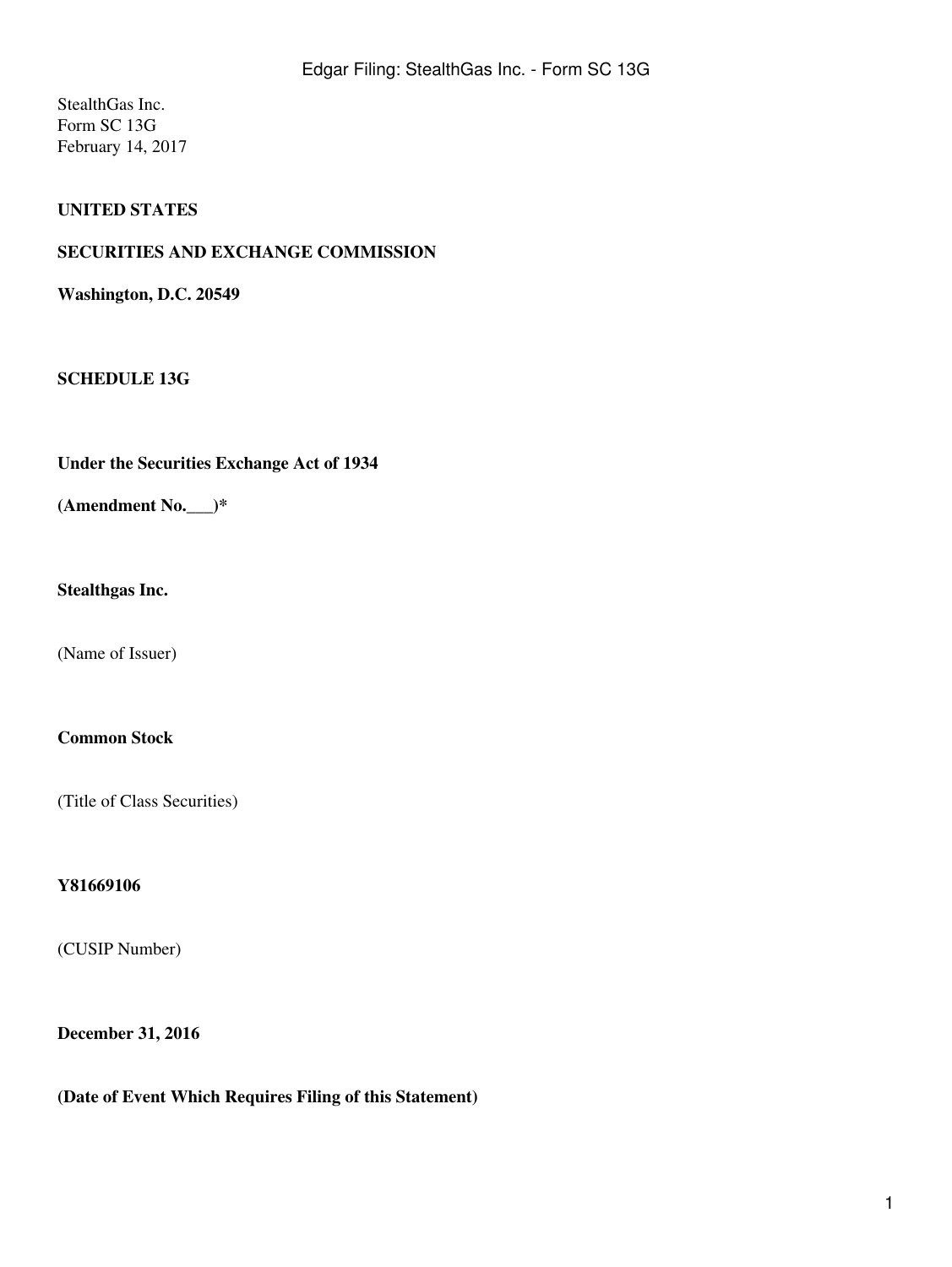StealthGas Inc.
Form SC 13G
February 14, 2017

**UNITED STATES**

**SECURITIES AND EXCHANGE COMMISSION**

**Washington, D.C. 20549**

**SCHEDULE 13G**

**Under the Securities Exchange Act of 1934**

**(Amendment No.___)***

**Stealthgas Inc.**

(Name of Issuer)

**Common Stock**

(Title of Class Securities)

**Y81669106**

(CUSIP Number)

**December 31, 2016**

**(Date of Event Which Requires Filing of this Statement)**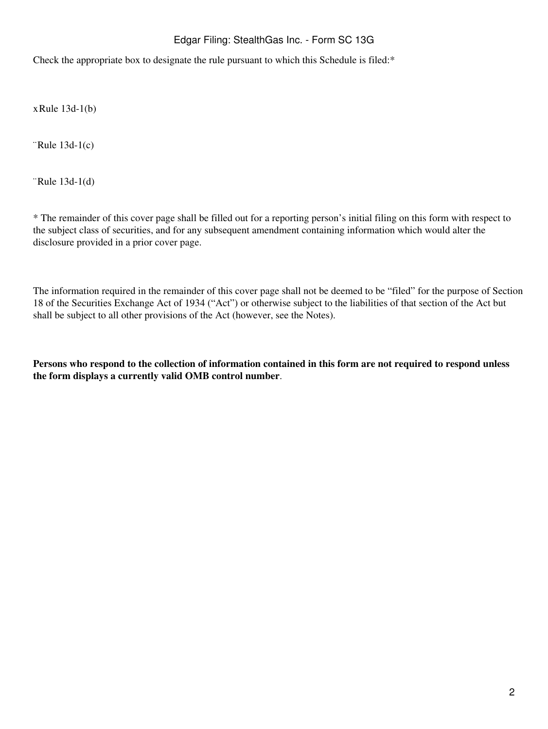Check the appropriate box to designate the rule pursuant to which this Schedule is filed:*

x Rule 13d-1(b)

¨ Rule 13d-1(c)

¨ Rule 13d-1(d)

* The remainder of this cover page shall be filled out for a reporting person's initial filing on this form with respect to the subject class of securities, and for any subsequent amendment containing information which would alter the disclosure provided in a prior cover page.

The information required in the remainder of this cover page shall not be deemed to be "filed" for the purpose of Section 18 of the Securities Exchange Act of 1934 ("Act") or otherwise subject to the liabilities of that section of the Act but shall be subject to all other provisions of the Act (however, see the Notes).

**Persons who respond to the collection of information contained in this form are not required to respond unless the form displays a currently valid OMB control number**.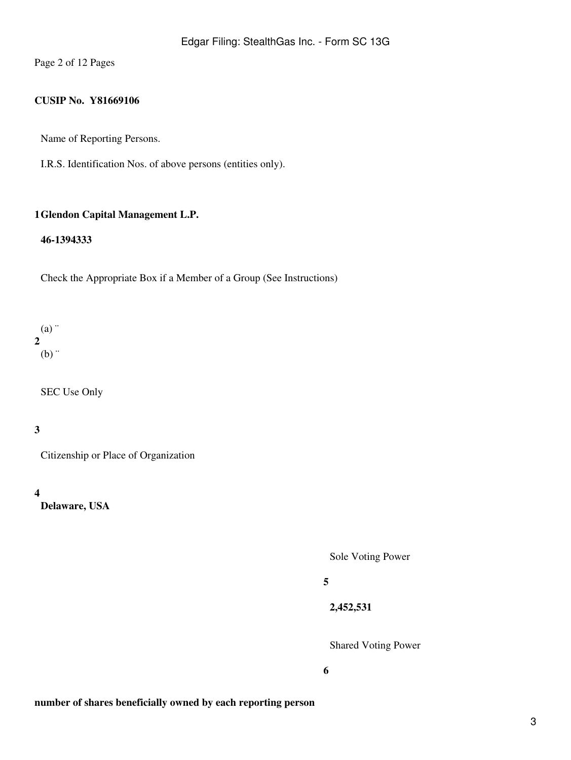CUSIP No. Y81669106

| | |
|---|---|
| 1 | Name of Reporting Persons.<br>I.R.S. Identification Nos. of above persons (entities only).<br>**Glendon Capital Management L.P.**<br>**46-1394333** |
| 2 | Check the Appropriate Box if a Member of a Group (See Instructions)<br>(a) ¨<br>(b) ¨ |
| 3 | SEC Use Only |
| 4 | Citizenship or Place of Organization<br>**Delaware, USA** |

| | | |
|---|---|---|
| **number of shares beneficially owned by each reporting person** | 5 | Sole Voting Power<br>**2,452,531** |
| | 6 | Shared Voting Power |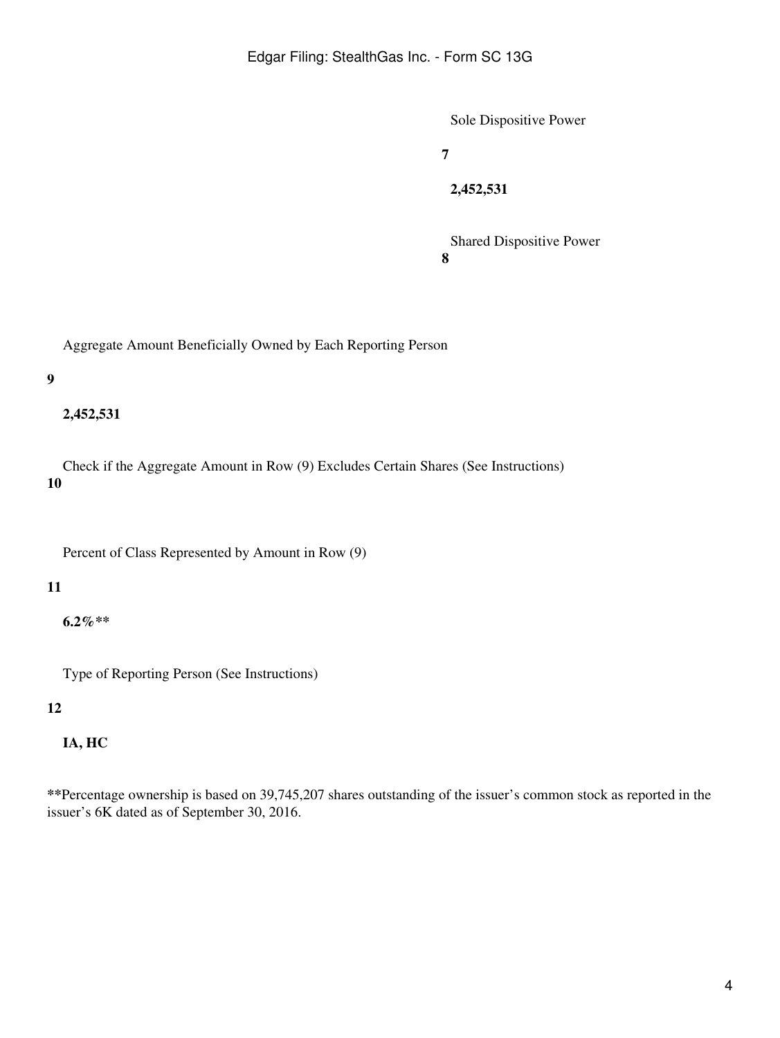| | | |
|---|---|---|
| | **7** | Sole Dispositive Power<br><br>**2,452,531** |
| | **8** | Shared Dispositive Power |
| **9** | Aggregate Amount Beneficially Owned by Each Reporting Person<br><br>**2,452,531** | |
| **10** | Check if the Aggregate Amount in Row (9) Excludes Certain Shares (See Instructions) | |
| **11** | Percent of Class Represented by Amount in Row (9)<br><br>**6.2%\*\*** | |
| **12** | Type of Reporting Person (See Instructions)<br><br>**IA, HC** | |

**\*\***Percentage ownership is based on 39,745,207 shares outstanding of the issuer's common stock as reported in the issuer's 6K dated as of September 30, 2016.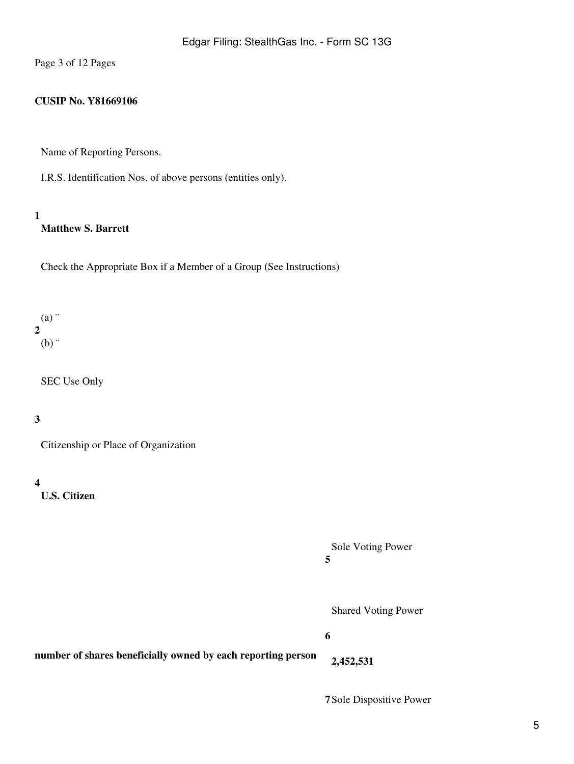**CUSIP No. Y81669106**

| | |
|---|---|
| 1 | Name of Reporting Persons.<br>I.R.S. Identification Nos. of above persons (entities only).<br>**Matthew S. Barrett** |
| 2 | Check the Appropriate Box if a Member of a Group (See Instructions)<br>(a) ¨<br>(b) ¨ |
| 3 | SEC Use Only |
| 4 | Citizenship or Place of Organization<br>**U.S. Citizen** |

| | | |
|---|---|---|
| **number of shares beneficially owned by each reporting person** | 5 | Sole Voting Power |
| | 6 | Shared Voting Power<br>**2,452,531** |
| | 7 | Sole Dispositive Power |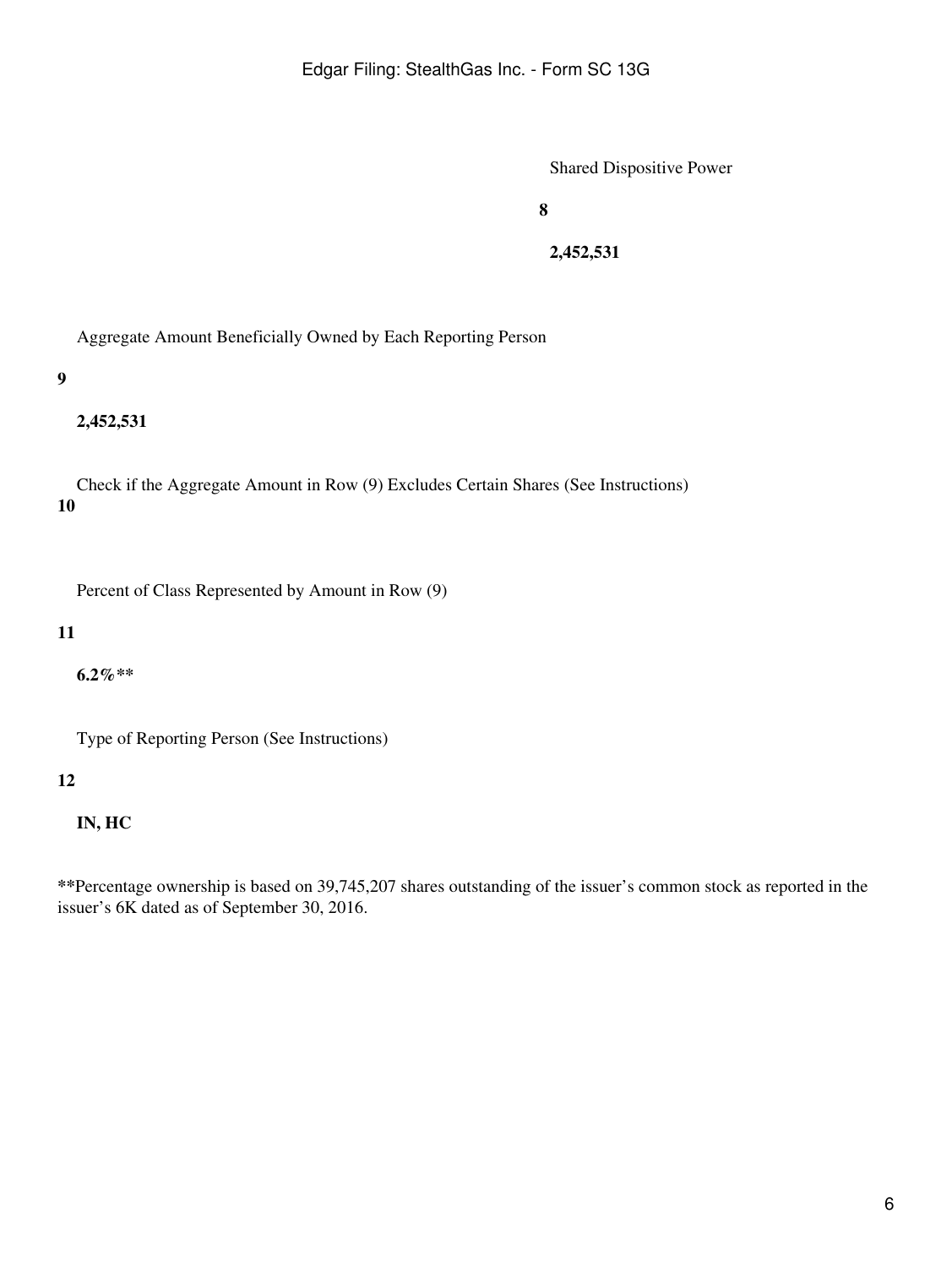| | |
|---|---|
| **8** | Shared Dispositive Power<br><br>**2,452,531** |
| **9** | Aggregate Amount Beneficially Owned by Each Reporting Person<br><br>**2,452,531** |
| **10** | Check if the Aggregate Amount in Row (9) Excludes Certain Shares (See Instructions) |
| **11** | Percent of Class Represented by Amount in Row (9)<br><br>**6.2%\*\*** |
| **12** | Type of Reporting Person (See Instructions)<br><br>**IN, HC** |

**\*\***Percentage ownership is based on 39,745,207 shares outstanding of the issuer's common stock as reported in the issuer's 6K dated as of September 30, 2016.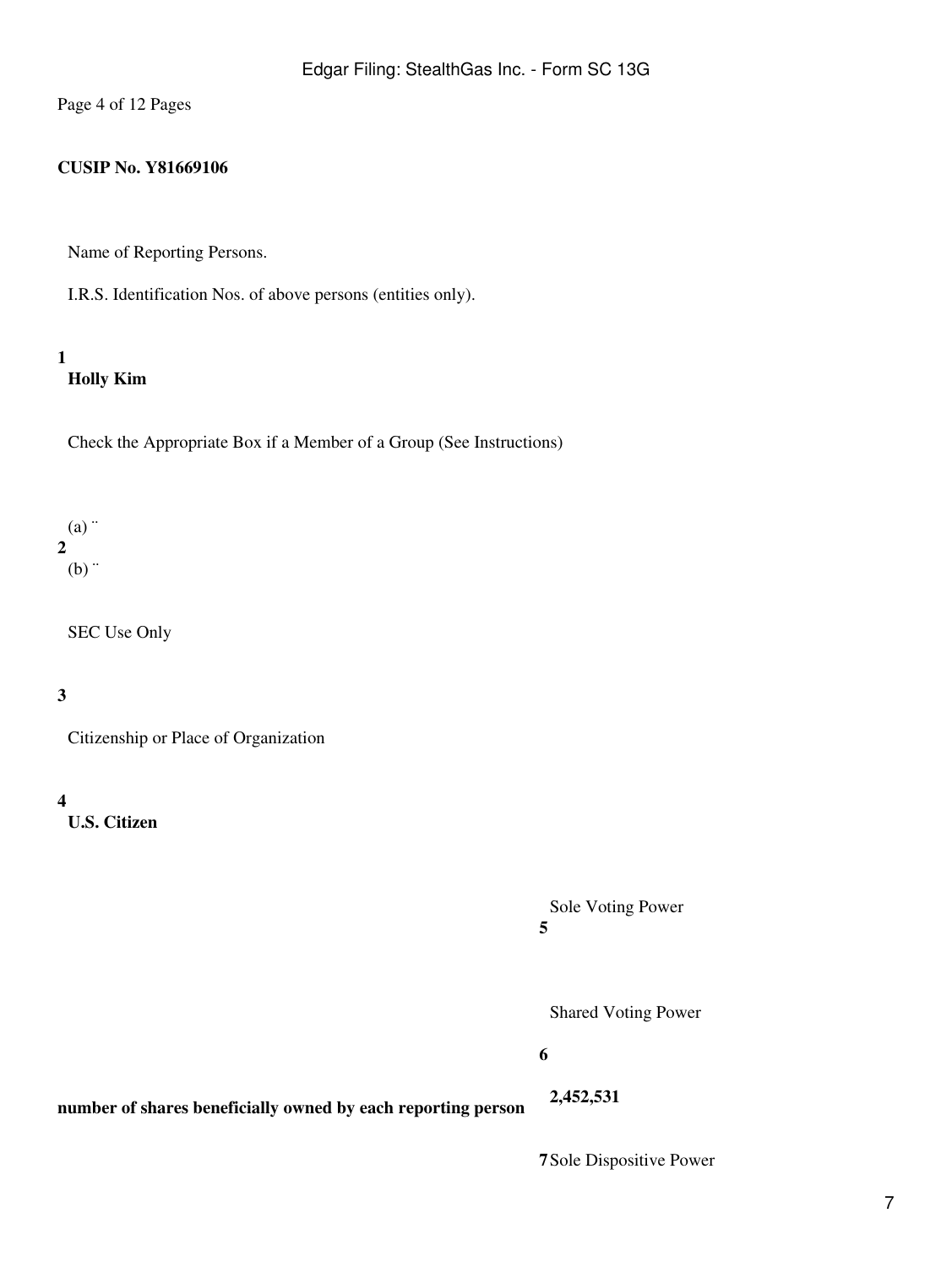**CUSIP No. Y81669106**

| | |
|---|---|
| 1 | Name of Reporting Persons.<br>I.R.S. Identification Nos. of above persons (entities only).<br>**Holly Kim** |
| 2 | Check the Appropriate Box if a Member of a Group (See Instructions)<br>(a) ¨<br>(b) ¨ |
| 3 | SEC Use Only |
| 4 | Citizenship or Place of Organization<br>**U.S. Citizen** |

| | | |
|---|---|---|
| **number of shares beneficially owned by each reporting person** | **5** | Sole Voting Power |
| | **6** | Shared Voting Power<br>**2,452,531** |
| | **7** | Sole Dispositive Power |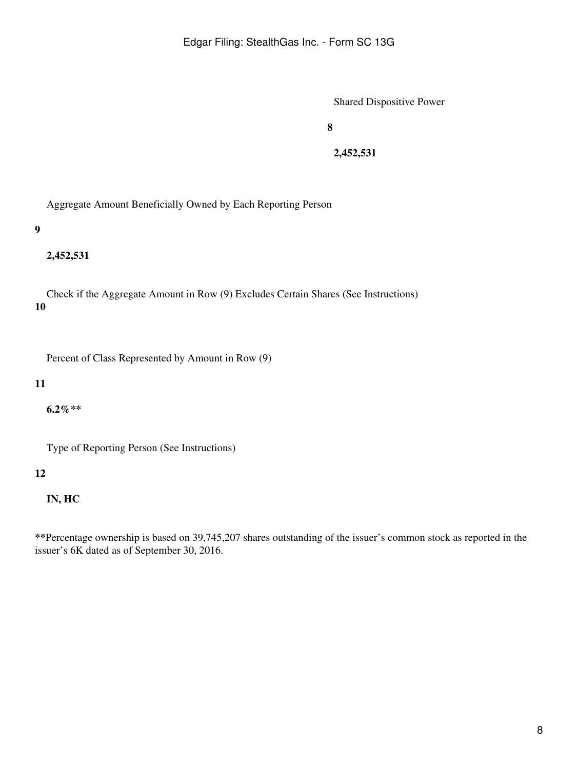| | | |
|---|---|---|
| | **8** | Shared Dispositive Power<br><br>**2,452,531** |
| **9** | Aggregate Amount Beneficially Owned by Each Reporting Person<br><br>**2,452,531** | |
| **10** | Check if the Aggregate Amount in Row (9) Excludes Certain Shares (See Instructions) | |
| **11** | Percent of Class Represented by Amount in Row (9)<br><br>**6.2%**** | |
| **12** | Type of Reporting Person (See Instructions)<br><br>**IN, HC** | |

**Percentage ownership is based on 39,745,207 shares outstanding of the issuer's common stock as reported in the issuer's 6K dated as of September 30, 2016.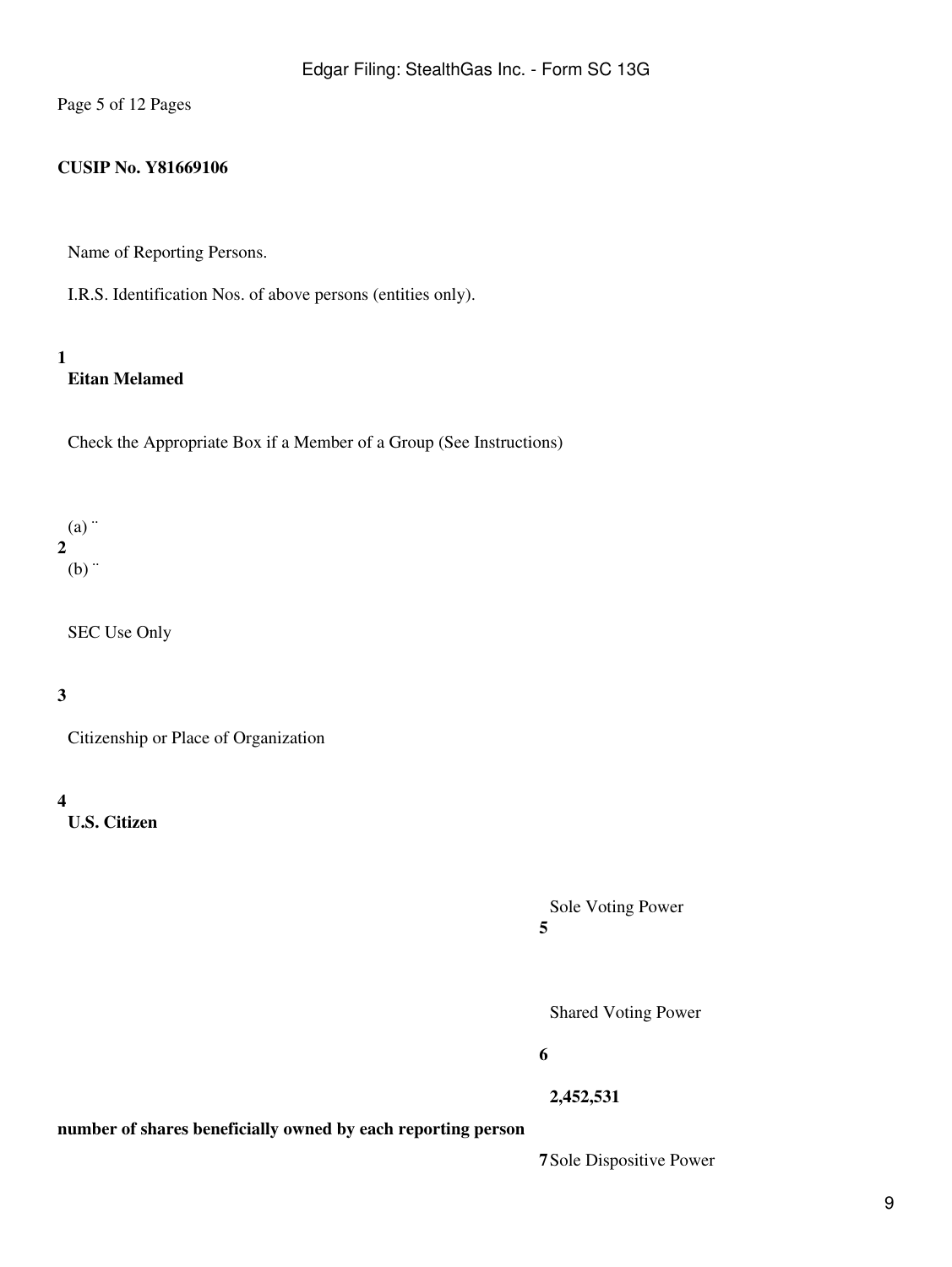**CUSIP No. Y81669106**

| | |
|---|---|
| **1** | Name of Reporting Persons. I.R.S. Identification Nos. of above persons (entities only). **Eitan Melamed** |
| **2** | Check the Appropriate Box if a Member of a Group (See Instructions) (a) ¨ (b) ¨ |
| **3** | SEC Use Only |
| **4** | Citizenship or Place of Organization **U.S. Citizen** |

| | | |
|---|---|---|
| **number of shares beneficially owned by each reporting person** | **5** | Sole Voting Power |
| | **6** | Shared Voting Power **2,452,531** |
| | **7** | Sole Dispositive Power |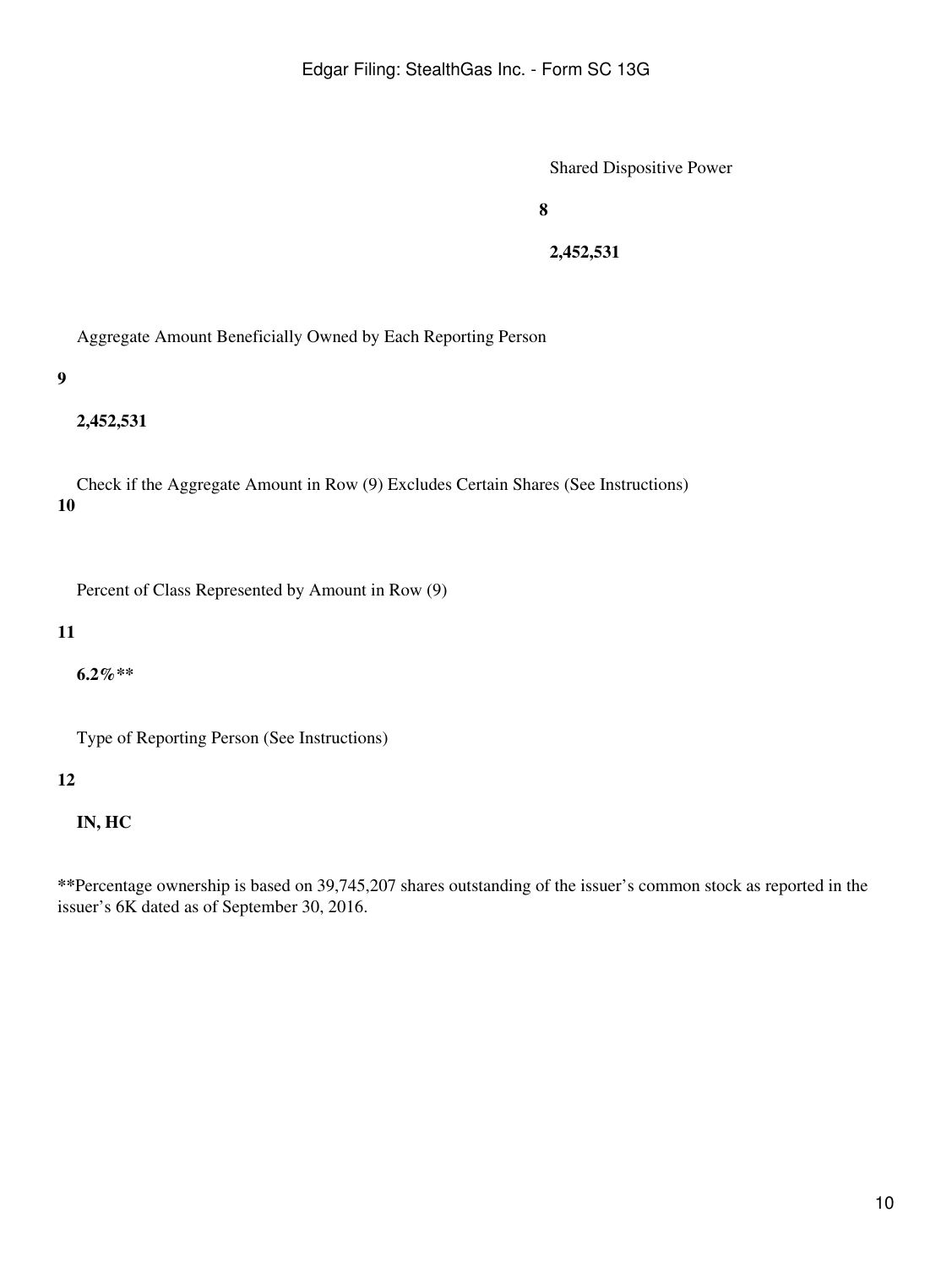| | | |
|---|---|---|
| | **8** | Shared Dispositive Power<br><br>**2,452,531** |
| **9** | Aggregate Amount Beneficially Owned by Each Reporting Person<br><br>**2,452,531** | |
| **10** | Check if the Aggregate Amount in Row (9) Excludes Certain Shares (See Instructions) | |
| **11** | Percent of Class Represented by Amount in Row (9)<br><br>**6.2%\*\*** | |
| **12** | Type of Reporting Person (See Instructions)<br><br>**IN, HC** | |

**\*\***Percentage ownership is based on 39,745,207 shares outstanding of the issuer's common stock as reported in the issuer's 6K dated as of September 30, 2016.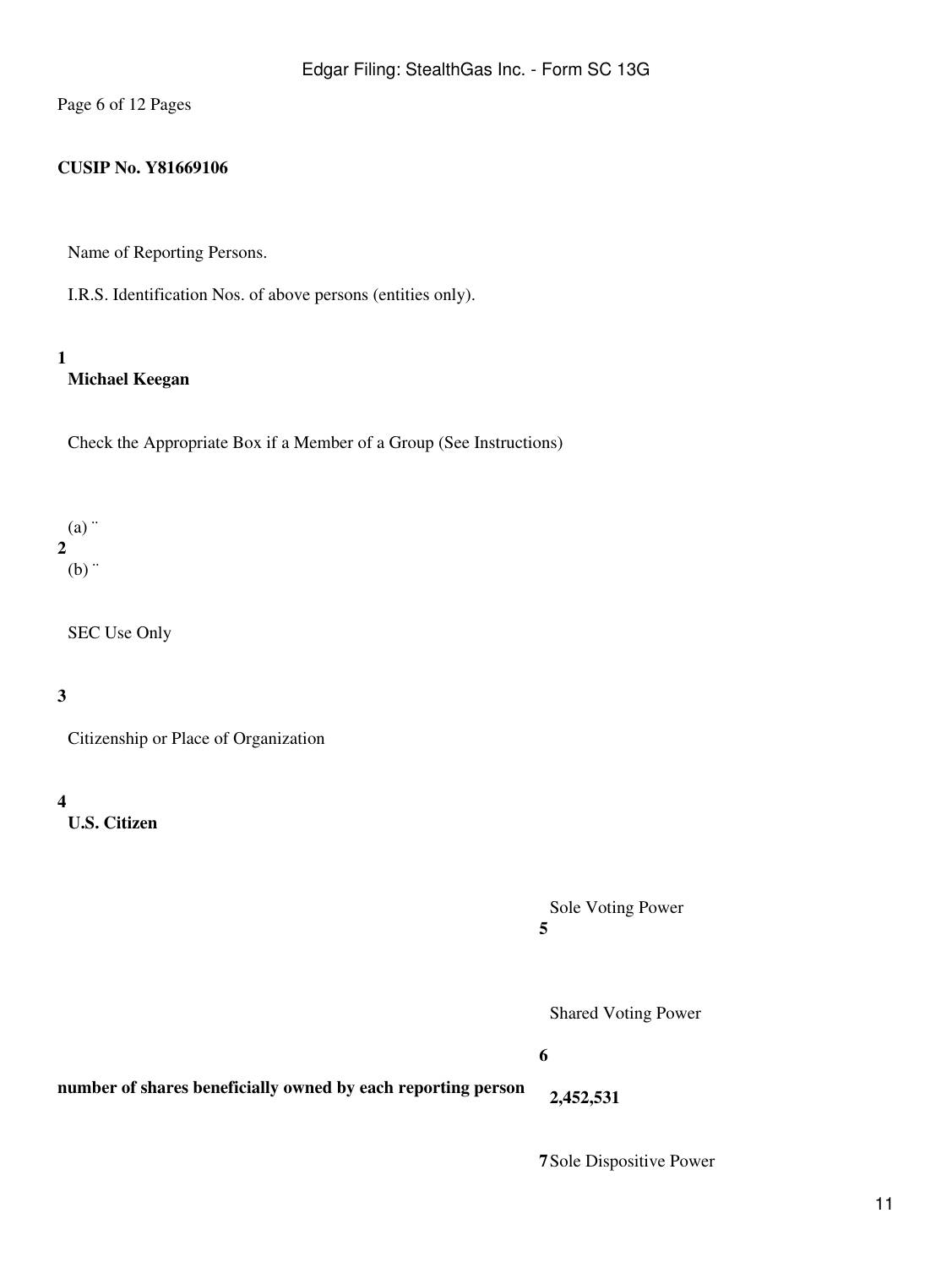**CUSIP No. Y81669106**

| | |
|---|---|
| 1 | Name of Reporting Persons.<br>I.R.S. Identification Nos. of above persons (entities only).<br>**Michael Keegan** |
| 2 | Check the Appropriate Box if a Member of a Group (See Instructions)<br>(a) ¨<br>(b) ¨ |
| 3 | SEC Use Only |
| 4 | Citizenship or Place of Organization<br>**U.S. Citizen** |

| | | |
|---|---|---|
| **number of shares beneficially owned by each reporting person** | 5 | Sole Voting Power |
| | 6 | Shared Voting Power<br>**2,452,531** |
| | 7 | Sole Dispositive Power |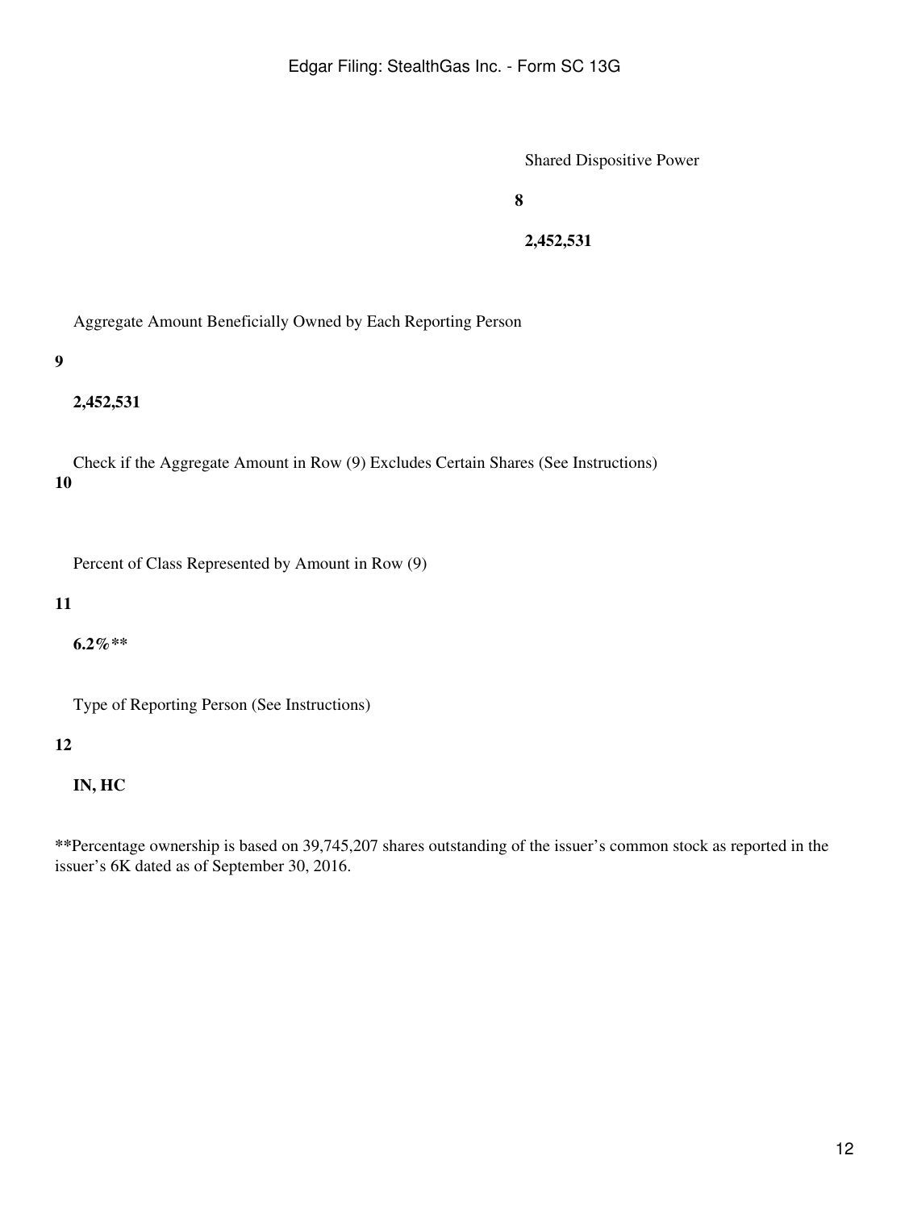| | | |
|---|---|---|
| | **8** | Shared Dispositive Power<br><br>**2,452,531** |
| **9** | Aggregate Amount Beneficially Owned by Each Reporting Person<br><br>**2,452,531** | |
| **10** | Check if the Aggregate Amount in Row (9) Excludes Certain Shares (See Instructions) | |
| **11** | Percent of Class Represented by Amount in Row (9)<br><br>**6.2%**** | |
| **12** | Type of Reporting Person (See Instructions)<br><br>**IN, HC** | |

**Percentage ownership is based on 39,745,207 shares outstanding of the issuer's common stock as reported in the issuer's 6K dated as of September 30, 2016.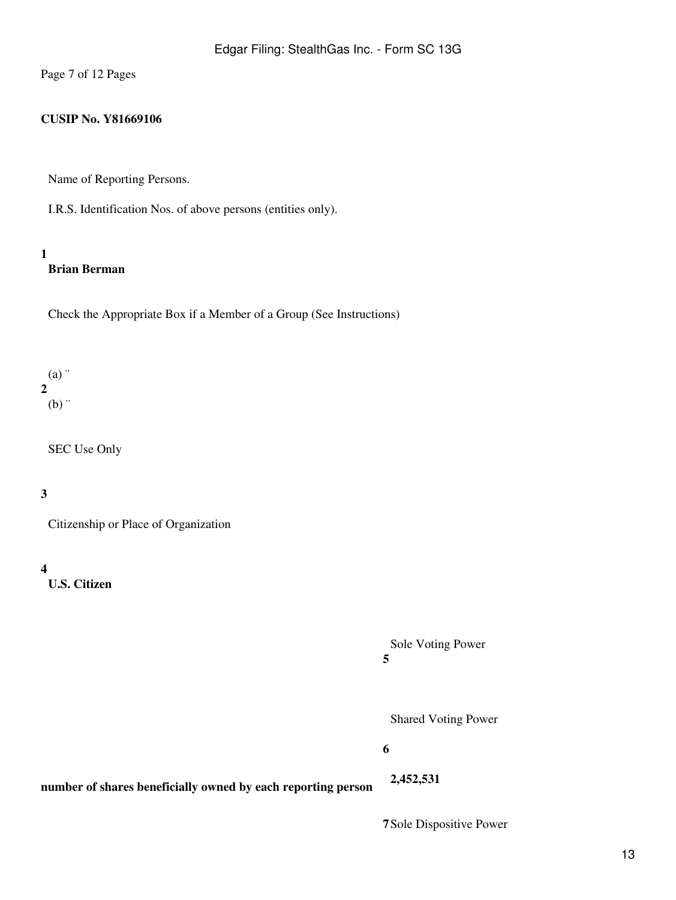**CUSIP No. Y81669106**

| | |
|---|---|
| 1 | Name of Reporting Persons.<br><br>I.R.S. Identification Nos. of above persons (entities only).<br><br>**Brian Berman** |
| 2 | Check the Appropriate Box if a Member of a Group (See Instructions)<br><br>(a) ¨<br>(b) ¨ |
| 3 | SEC Use Only |
| 4 | Citizenship or Place of Organization<br><br>**U.S. Citizen** |

| | | |
|---|---|---|
| **number of shares beneficially owned by each reporting person** | 5 | Sole Voting Power |
| | 6 | Shared Voting Power<br><br>**2,452,531** |
| | 7 | Sole Dispositive Power |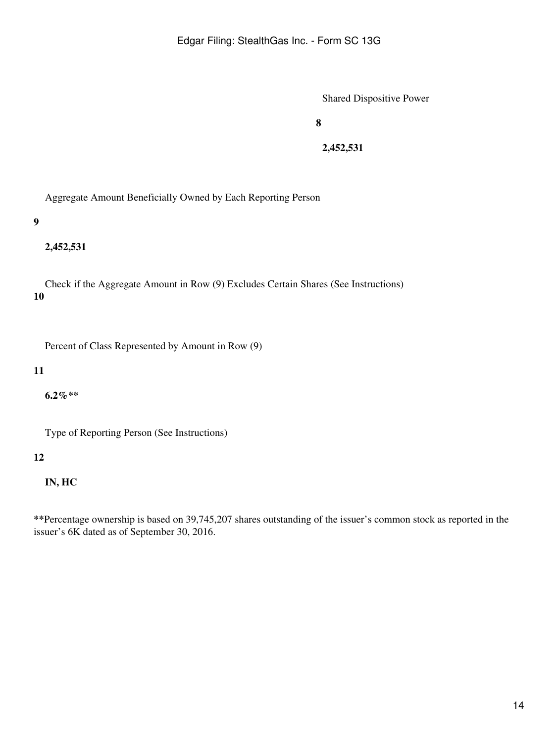| | | |
|---|---|---|
| | **8** | Shared Dispositive Power<br><br>**2,452,531** |
| **9** | Aggregate Amount Beneficially Owned by Each Reporting Person<br><br>**2,452,531** | |
| **10** | Check if the Aggregate Amount in Row (9) Excludes Certain Shares (See Instructions) | |
| **11** | Percent of Class Represented by Amount in Row (9)<br><br>**6.2%\*\*** | |
| **12** | Type of Reporting Person (See Instructions)<br><br>**IN, HC** | |

**\*\***Percentage ownership is based on 39,745,207 shares outstanding of the issuer's common stock as reported in the issuer's 6K dated as of September 30, 2016.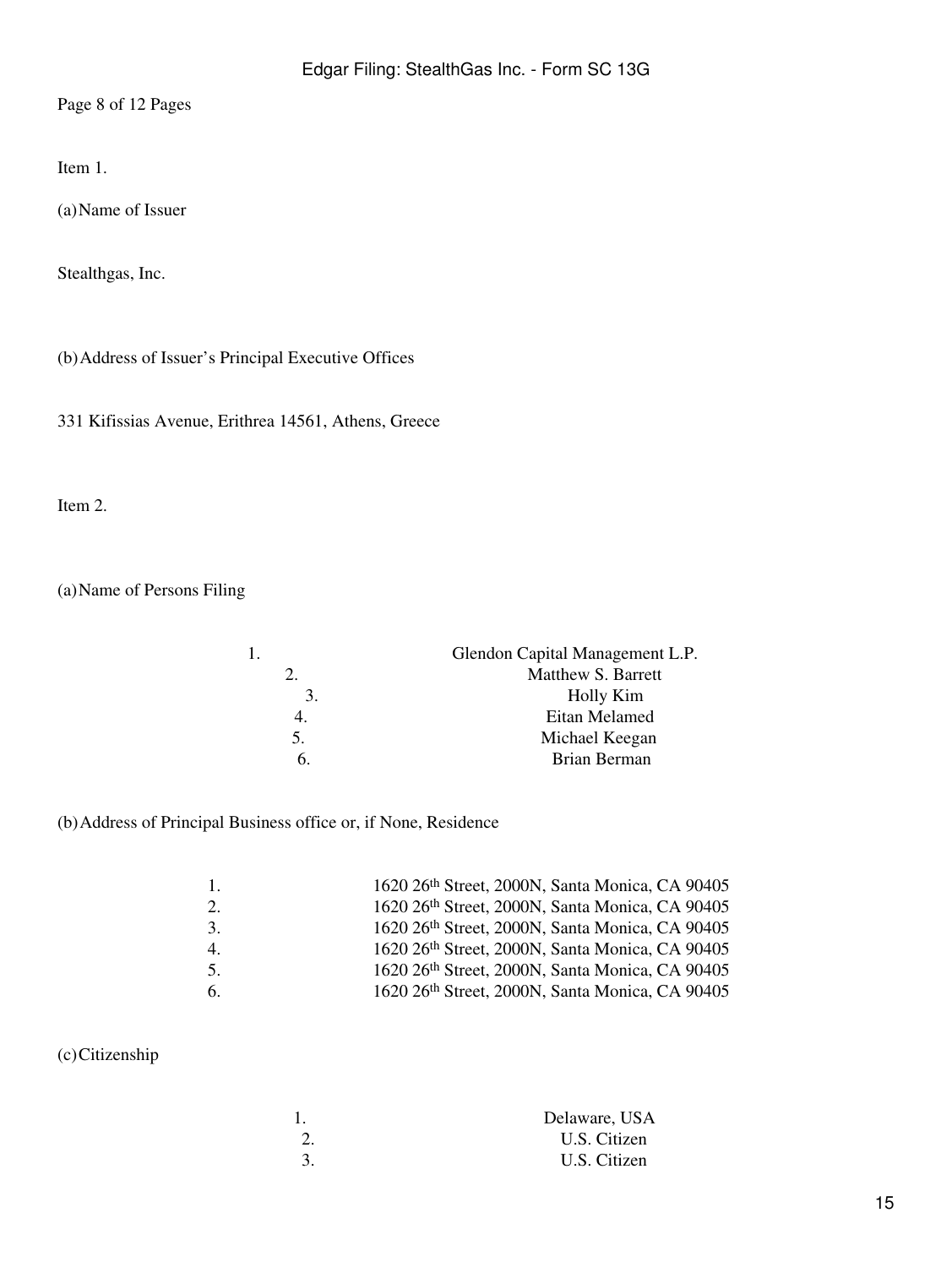Item 1.

(a) Name of Issuer

Stealthgas, Inc.

(b) Address of Issuer's Principal Executive Offices

331 Kifissias Avenue, Erithrea 14561, Athens, Greece

Item 2.

(a) Name of Persons Filing

| | |
|---|---|
| 1. | Glendon Capital Management L.P. |
| 2. | Matthew S. Barrett |
| 3. | Holly Kim |
| 4. | Eitan Melamed |
| 5. | Michael Keegan |
| 6. | Brian Berman |

(b) Address of Principal Business office or, if None, Residence

| | |
|---|---|
| 1. | 1620 26th Street, 2000N, Santa Monica, CA 90405 |
| 2. | 1620 26th Street, 2000N, Santa Monica, CA 90405 |
| 3. | 1620 26th Street, 2000N, Santa Monica, CA 90405 |
| 4. | 1620 26th Street, 2000N, Santa Monica, CA 90405 |
| 5. | 1620 26th Street, 2000N, Santa Monica, CA 90405 |
| 6. | 1620 26th Street, 2000N, Santa Monica, CA 90405 |

(c) Citizenship

| | |
|---|---|
| 1. | Delaware, USA |
| 2. | U.S. Citizen |
| 3. | U.S. Citizen |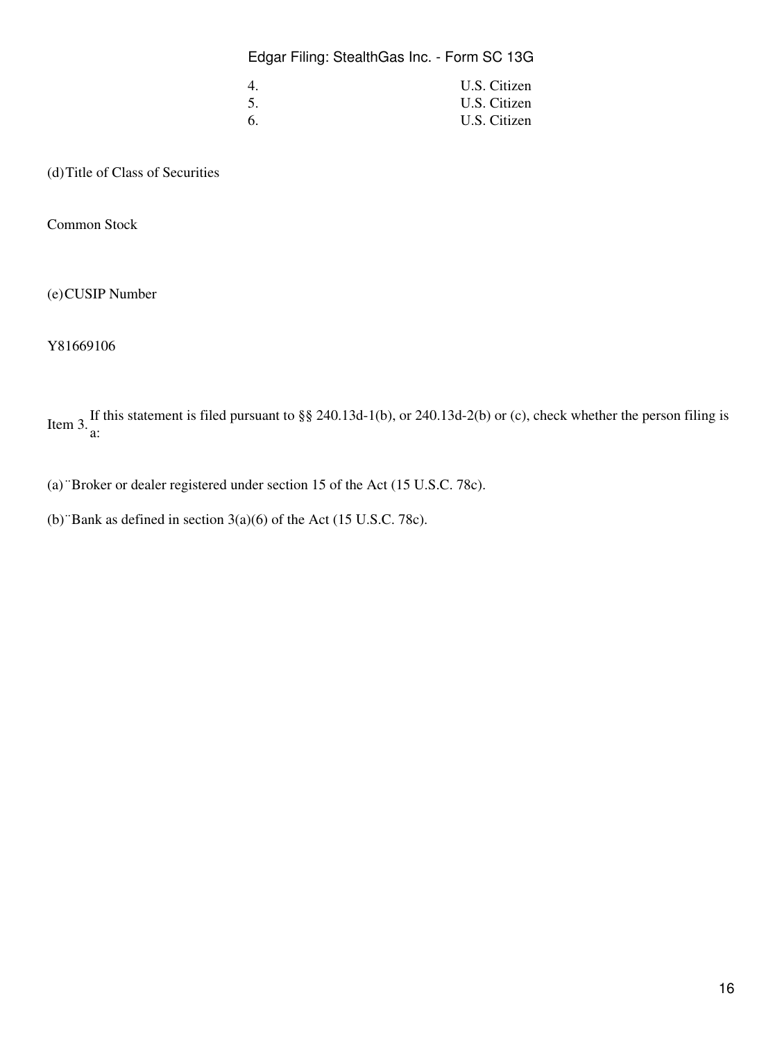| | |
|---|---|
| 4. | U.S. Citizen |
| 5. | U.S. Citizen |
| 6. | U.S. Citizen |

(d) Title of Class of Securities

Common Stock

(e) CUSIP Number

Y81669106

Item 3. If this statement is filed pursuant to §§ 240.13d-1(b), or 240.13d-2(b) or (c), check whether the person filing is a:

(a) ¨ Broker or dealer registered under section 15 of the Act (15 U.S.C. 78c).

(b) ¨ Bank as defined in section 3(a)(6) of the Act (15 U.S.C. 78c).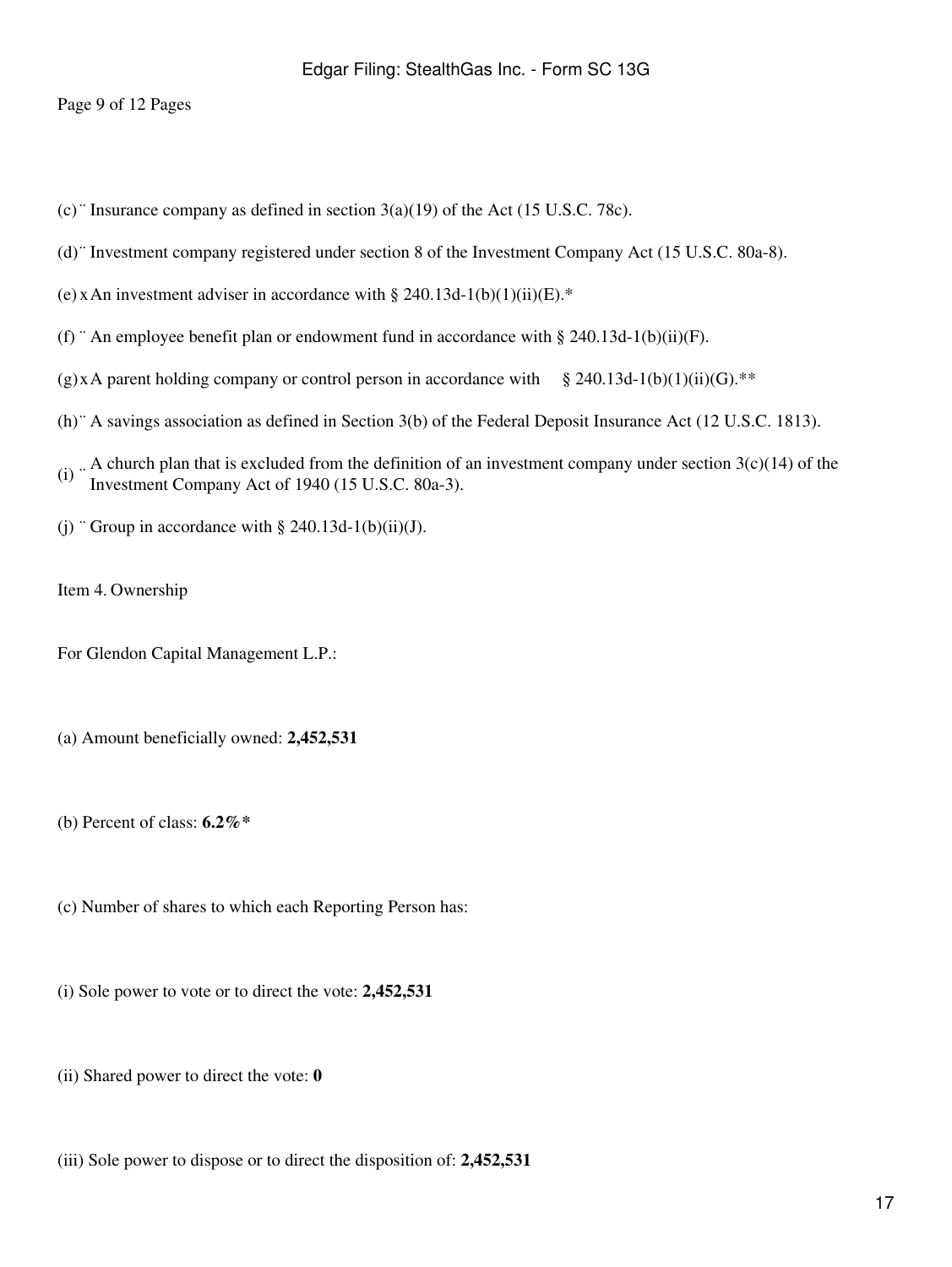(c) ¨ Insurance company as defined in section 3(a)(19) of the Act (15 U.S.C. 78c).

(d) ¨ Investment company registered under section 8 of the Investment Company Act (15 U.S.C. 80a-8).

(e) x An investment adviser in accordance with § 240.13d-1(b)(1)(ii)(E).*

(f) ¨ An employee benefit plan or endowment fund in accordance with § 240.13d-1(b)(ii)(F).

(g) x A parent holding company or control person in accordance with § 240.13d-1(b)(1)(ii)(G).**

(h) ¨ A savings association as defined in Section 3(b) of the Federal Deposit Insurance Act (12 U.S.C. 1813).

(i) ¨ A church plan that is excluded from the definition of an investment company under section 3(c)(14) of the Investment Company Act of 1940 (15 U.S.C. 80a-3).

(j) ¨ Group in accordance with § 240.13d-1(b)(ii)(J).

Item 4. Ownership

For Glendon Capital Management L.P.:

(a) Amount beneficially owned: **2,452,531**

(b) Percent of class: **6.2%***

(c) Number of shares to which each Reporting Person has:

(i) Sole power to vote or to direct the vote: **2,452,531**

(ii) Shared power to direct the vote: **0**

(iii) Sole power to dispose or to direct the disposition of: **2,452,531**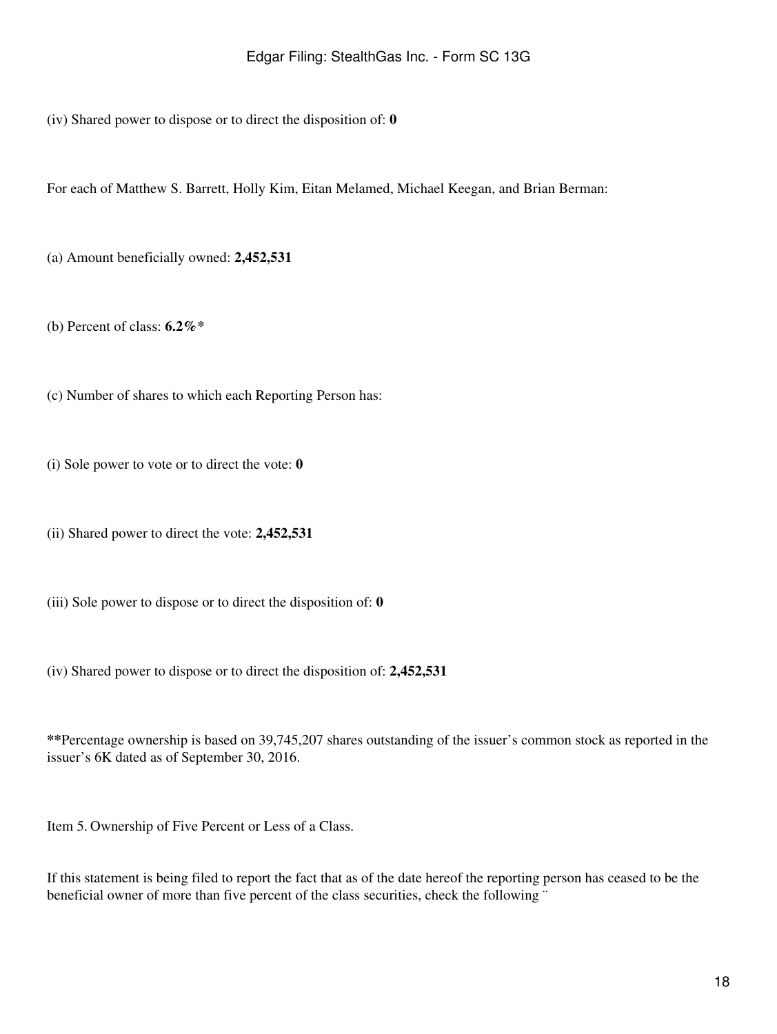(iv) Shared power to dispose or to direct the disposition of: **0**

For each of Matthew S. Barrett, Holly Kim, Eitan Melamed, Michael Keegan, and Brian Berman:

(a) Amount beneficially owned: **2,452,531**

(b) Percent of class: **6.2%***

(c) Number of shares to which each Reporting Person has:

(i) Sole power to vote or to direct the vote: **0**

(ii) Shared power to direct the vote: **2,452,531**

(iii) Sole power to dispose or to direct the disposition of: **0**

(iv) Shared power to dispose or to direct the disposition of: **2,452,531**

**Percentage ownership is based on 39,745,207 shares outstanding of the issuer's common stock as reported in the issuer's 6K dated as of September 30, 2016.

Item 5. Ownership of Five Percent or Less of a Class.

If this statement is being filed to report the fact that as of the date hereof the reporting person has ceased to be the beneficial owner of more than five percent of the class securities, check the following ¨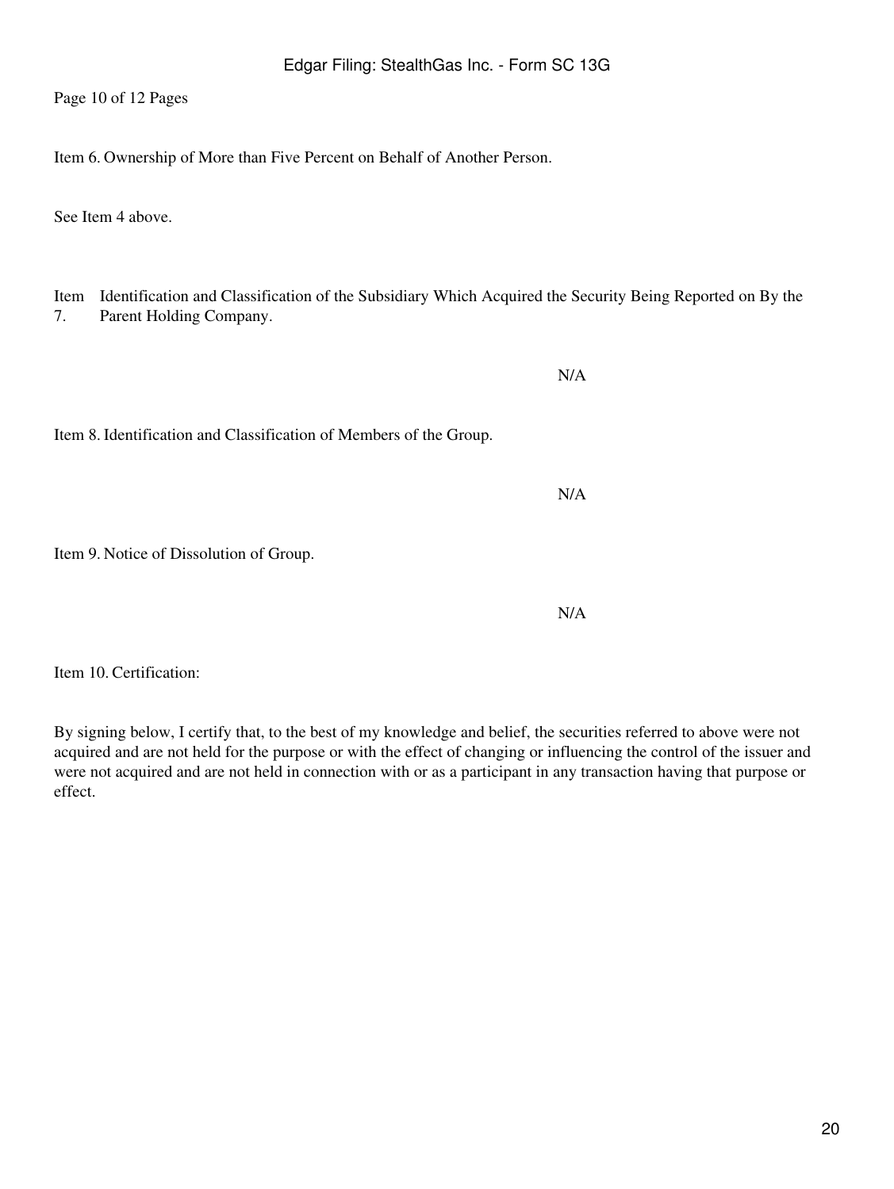Item 6. Ownership of More than Five Percent on Behalf of Another Person.

See Item 4 above.

Item 7. Identification and Classification of the Subsidiary Which Acquired the Security Being Reported on By the Parent Holding Company.

N/A

Item 8. Identification and Classification of Members of the Group.

N/A

Item 9. Notice of Dissolution of Group.

N/A

Item 10. Certification:

By signing below, I certify that, to the best of my knowledge and belief, the securities referred to above were not acquired and are not held for the purpose or with the effect of changing or influencing the control of the issuer and were not acquired and are not held in connection with or as a participant in any transaction having that purpose or effect.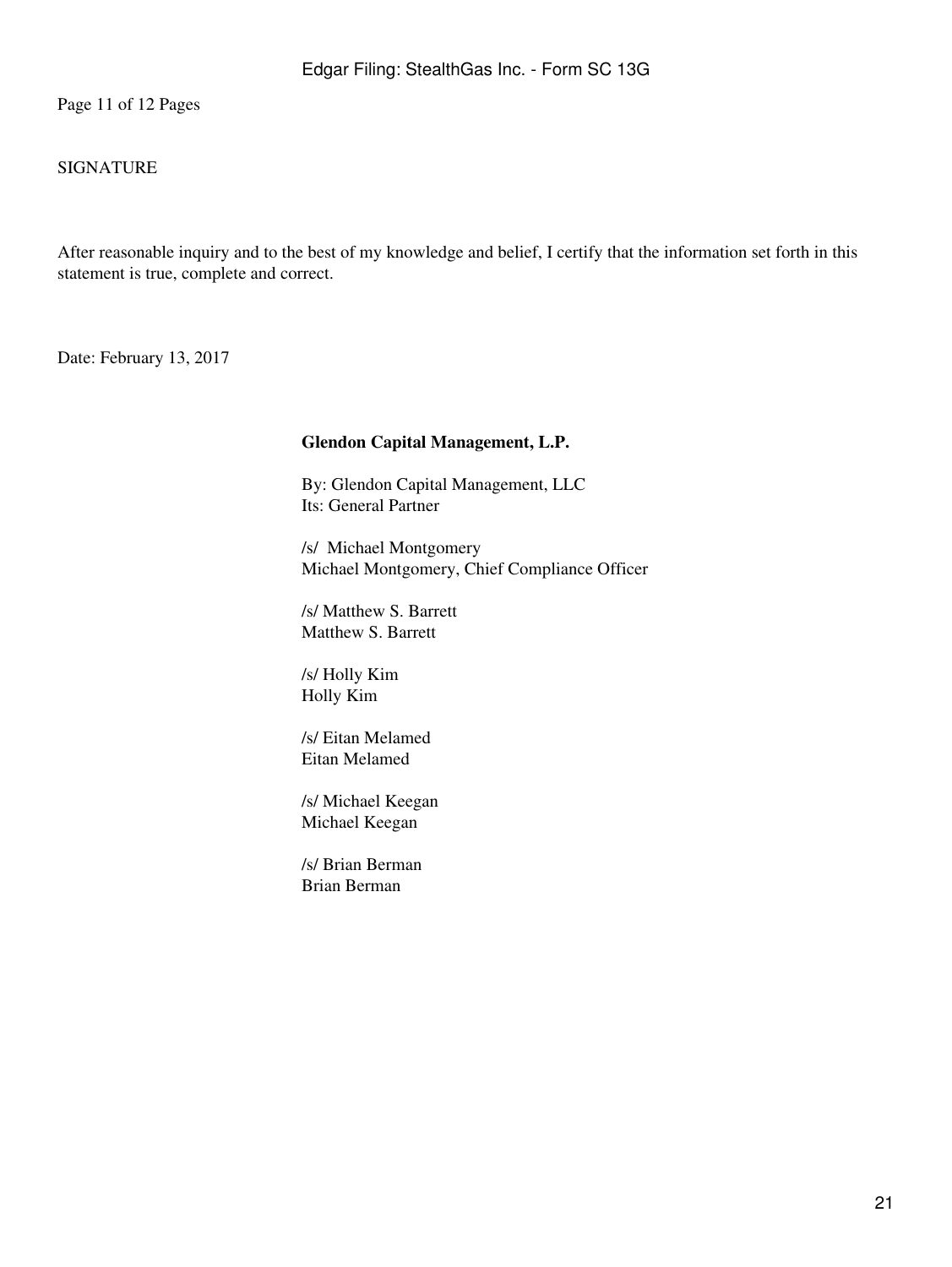SIGNATURE

After reasonable inquiry and to the best of my knowledge and belief, I certify that the information set forth in this statement is true, complete and correct.

Date: February 13, 2017

**Glendon Capital Management, L.P.**

By: Glendon Capital Management, LLC
Its: General Partner

/s/ Michael Montgomery
Michael Montgomery, Chief Compliance Officer

/s/ Matthew S. Barrett
Matthew S. Barrett

/s/ Holly Kim
Holly Kim

/s/ Eitan Melamed
Eitan Melamed

/s/ Michael Keegan
Michael Keegan

/s/ Brian Berman
Brian Berman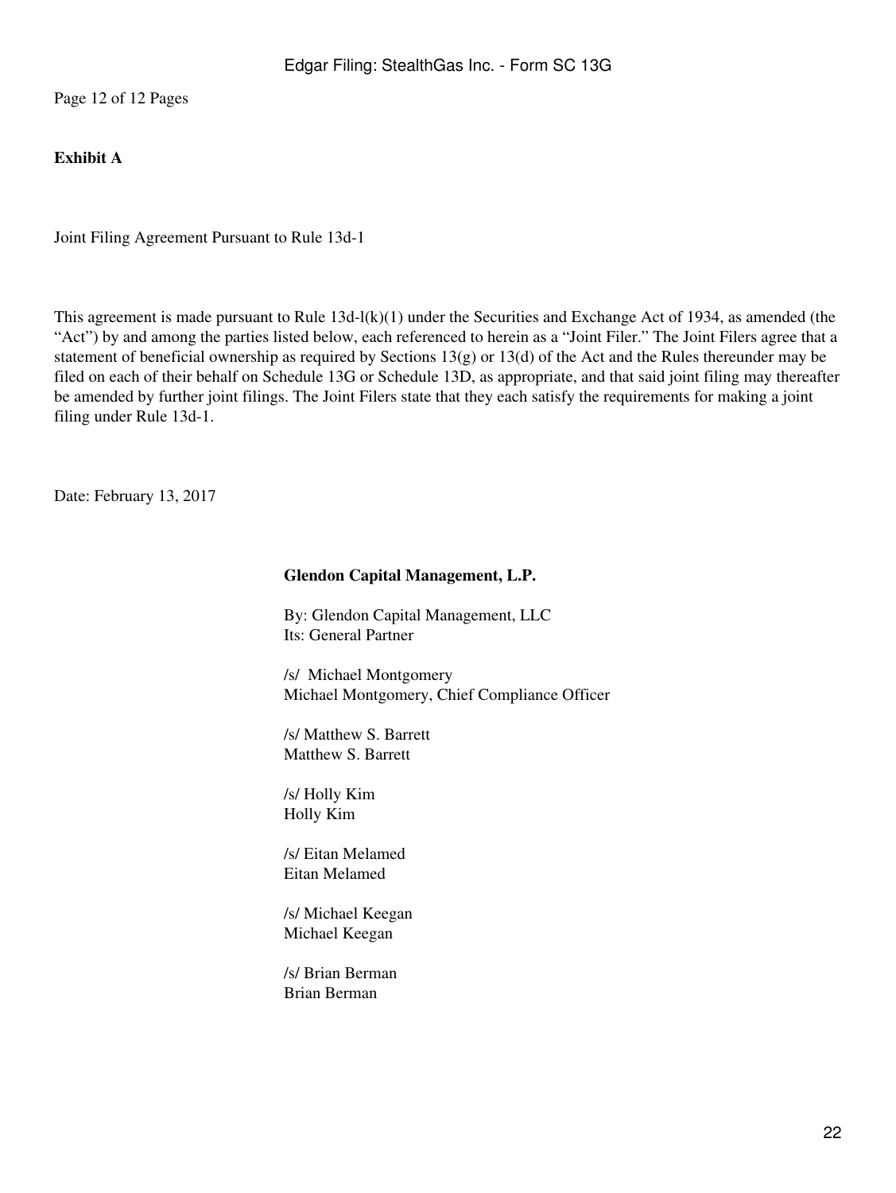**Exhibit A**

Joint Filing Agreement Pursuant to Rule 13d-1

This agreement is made pursuant to Rule 13d-l(k)(1) under the Securities and Exchange Act of 1934, as amended (the "Act") by and among the parties listed below, each referenced to herein as a "Joint Filer." The Joint Filers agree that a statement of beneficial ownership as required by Sections 13(g) or 13(d) of the Act and the Rules thereunder may be filed on each of their behalf on Schedule 13G or Schedule 13D, as appropriate, and that said joint filing may thereafter be amended by further joint filings. The Joint Filers state that they each satisfy the requirements for making a joint filing under Rule 13d-1.

Date: February 13, 2017

**Glendon Capital Management, L.P.**

By: Glendon Capital Management, LLC
Its: General Partner

/s/ Michael Montgomery
Michael Montgomery, Chief Compliance Officer

/s/ Matthew S. Barrett
Matthew S. Barrett

/s/ Holly Kim
Holly Kim

/s/ Eitan Melamed
Eitan Melamed

/s/ Michael Keegan
Michael Keegan

/s/ Brian Berman
Brian Berman